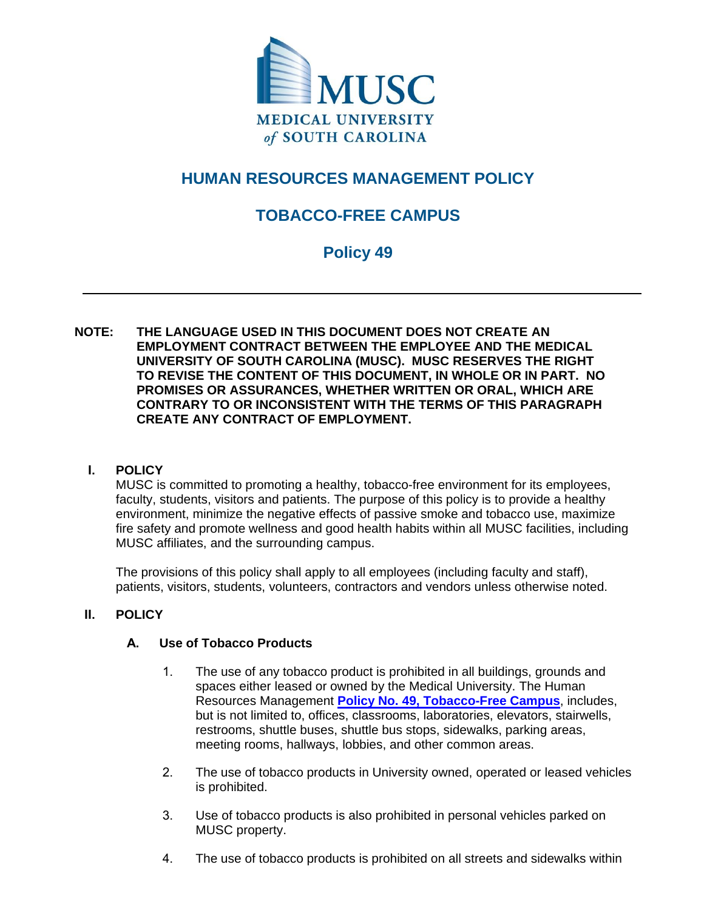MUSC

MEDICAL UNIVERSITY of SOUTH CAROLINA

# HUMAN RESOURCES MANAGEMENT POLICY

# TOBACCO-FREE CAMPUS

# Policy 49

---

**NOTE: THE LANGUAGE USED IN THIS DOCUMENT DOES NOT CREATE AN EMPLOYMENT CONTRACT BETWEEN THE EMPLOYEE AND THE MEDICAL UNIVERSITY OF SOUTH CAROLINA (MUSC). MUSC RESERVES THE RIGHT TO REVISE THE CONTENT OF THIS DOCUMENT, IN WHOLE OR IN PART. NO PROMISES OR ASSURANCES, WHETHER WRITTEN OR ORAL, WHICH ARE CONTRARY TO OR INCONSISTENT WITH THE TERMS OF THIS PARAGRAPH CREATE ANY CONTRACT OF EMPLOYMENT.**

## I. POLICY

MUSC is committed to promoting a healthy, tobacco-free environment for its employees, faculty, students, visitors and patients. The purpose of this policy is to provide a healthy environment, minimize the negative effects of passive smoke and tobacco use, maximize fire safety and promote wellness and good health habits within all MUSC facilities, including MUSC affiliates, and the surrounding campus.

The provisions of this policy shall apply to all employees (including faculty and staff), patients, visitors, students, volunteers, contractors and vendors unless otherwise noted.

## II. POLICY

### A. Use of Tobacco Products

1. The use of any tobacco product is prohibited in all buildings, grounds and spaces either leased or owned by the Medical University. The Human Resources Management **Policy No. 49, Tobacco-Free Campus**, includes, but is not limited to, offices, classrooms, laboratories, elevators, stairwells, restrooms, shuttle buses, shuttle bus stops, sidewalks, parking areas, meeting rooms, hallways, lobbies, and other common areas.

2. The use of tobacco products in University owned, operated or leased vehicles is prohibited.

3. Use of tobacco products is also prohibited in personal vehicles parked on MUSC property.

4. The use of tobacco products is prohibited on all streets and sidewalks within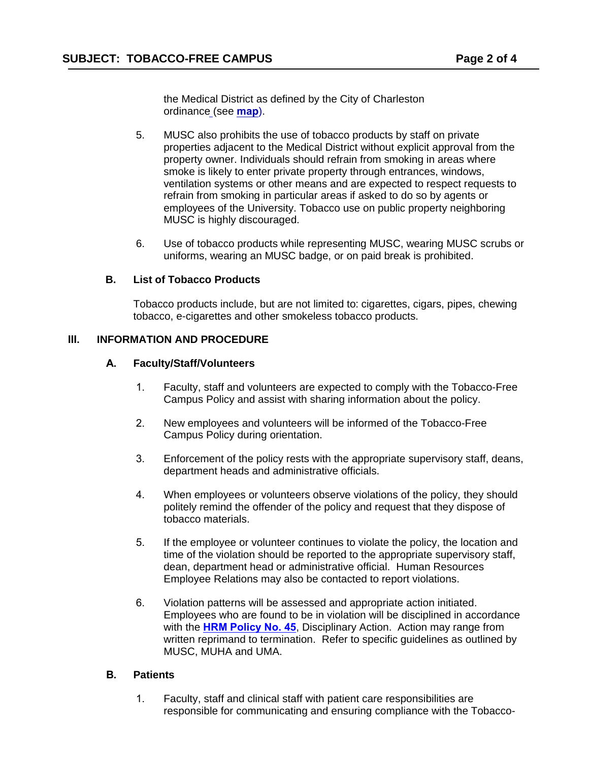the Medical District as defined by the City of Charleston ordinance (see **map**).

5. MUSC also prohibits the use of tobacco products by staff on private properties adjacent to the Medical District without explicit approval from the property owner. Individuals should refrain from smoking in areas where smoke is likely to enter private property through entrances, windows, ventilation systems or other means and are expected to respect requests to refrain from smoking in particular areas if asked to do so by agents or employees of the University. Tobacco use on public property neighboring MUSC is highly discouraged.

6. Use of tobacco products while representing MUSC, wearing MUSC scrubs or uniforms, wearing an MUSC badge, or on paid break is prohibited.

### B. List of Tobacco Products

Tobacco products include, but are not limited to: cigarettes, cigars, pipes, chewing tobacco, e-cigarettes and other smokeless tobacco products.

## III. INFORMATION AND PROCEDURE

### A. Faculty/Staff/Volunteers

1. Faculty, staff and volunteers are expected to comply with the Tobacco-Free Campus Policy and assist with sharing information about the policy.

2. New employees and volunteers will be informed of the Tobacco-Free Campus Policy during orientation.

3. Enforcement of the policy rests with the appropriate supervisory staff, deans, department heads and administrative officials.

4. When employees or volunteers observe violations of the policy, they should politely remind the offender of the policy and request that they dispose of tobacco materials.

5. If the employee or volunteer continues to violate the policy, the location and time of the violation should be reported to the appropriate supervisory staff, dean, department head or administrative official. Human Resources Employee Relations may also be contacted to report violations.

6. Violation patterns will be assessed and appropriate action initiated. Employees who are found to be in violation will be disciplined in accordance with the **HRM Policy No. 45**, Disciplinary Action. Action may range from written reprimand to termination. Refer to specific guidelines as outlined by MUSC, MUHA and UMA.

### B. Patients

1. Faculty, staff and clinical staff with patient care responsibilities are responsible for communicating and ensuring compliance with the Tobacco-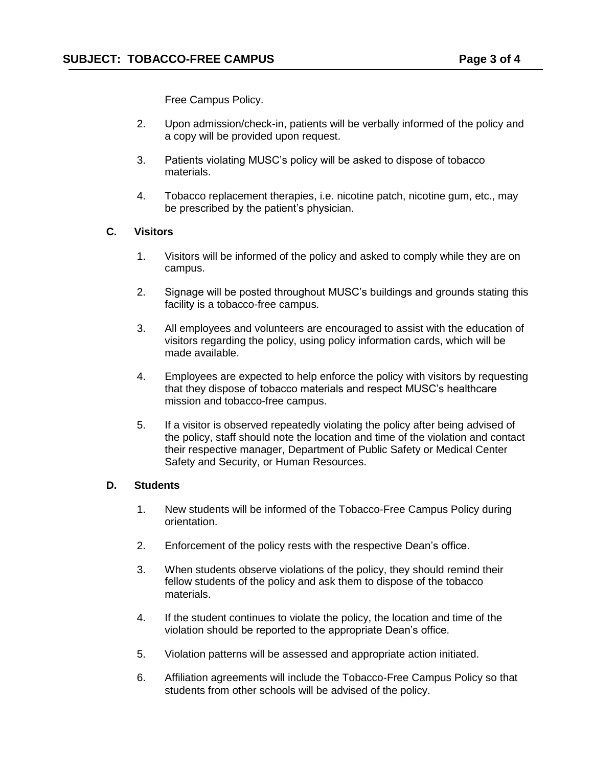Free Campus Policy.

2. Upon admission/check-in, patients will be verbally informed of the policy and a copy will be provided upon request.

3. Patients violating MUSC's policy will be asked to dispose of tobacco materials.

4. Tobacco replacement therapies, i.e. nicotine patch, nicotine gum, etc., may be prescribed by the patient's physician.

**C. Visitors**

1. Visitors will be informed of the policy and asked to comply while they are on campus.

2. Signage will be posted throughout MUSC's buildings and grounds stating this facility is a tobacco-free campus.

3. All employees and volunteers are encouraged to assist with the education of visitors regarding the policy, using policy information cards, which will be made available.

4. Employees are expected to help enforce the policy with visitors by requesting that they dispose of tobacco materials and respect MUSC's healthcare mission and tobacco-free campus.

5. If a visitor is observed repeatedly violating the policy after being advised of the policy, staff should note the location and time of the violation and contact their respective manager, Department of Public Safety or Medical Center Safety and Security, or Human Resources.

**D. Students**

1. New students will be informed of the Tobacco-Free Campus Policy during orientation.

2. Enforcement of the policy rests with the respective Dean's office.

3. When students observe violations of the policy, they should remind their fellow students of the policy and ask them to dispose of the tobacco materials.

4. If the student continues to violate the policy, the location and time of the violation should be reported to the appropriate Dean's office.

5. Violation patterns will be assessed and appropriate action initiated.

6. Affiliation agreements will include the Tobacco-Free Campus Policy so that students from other schools will be advised of the policy.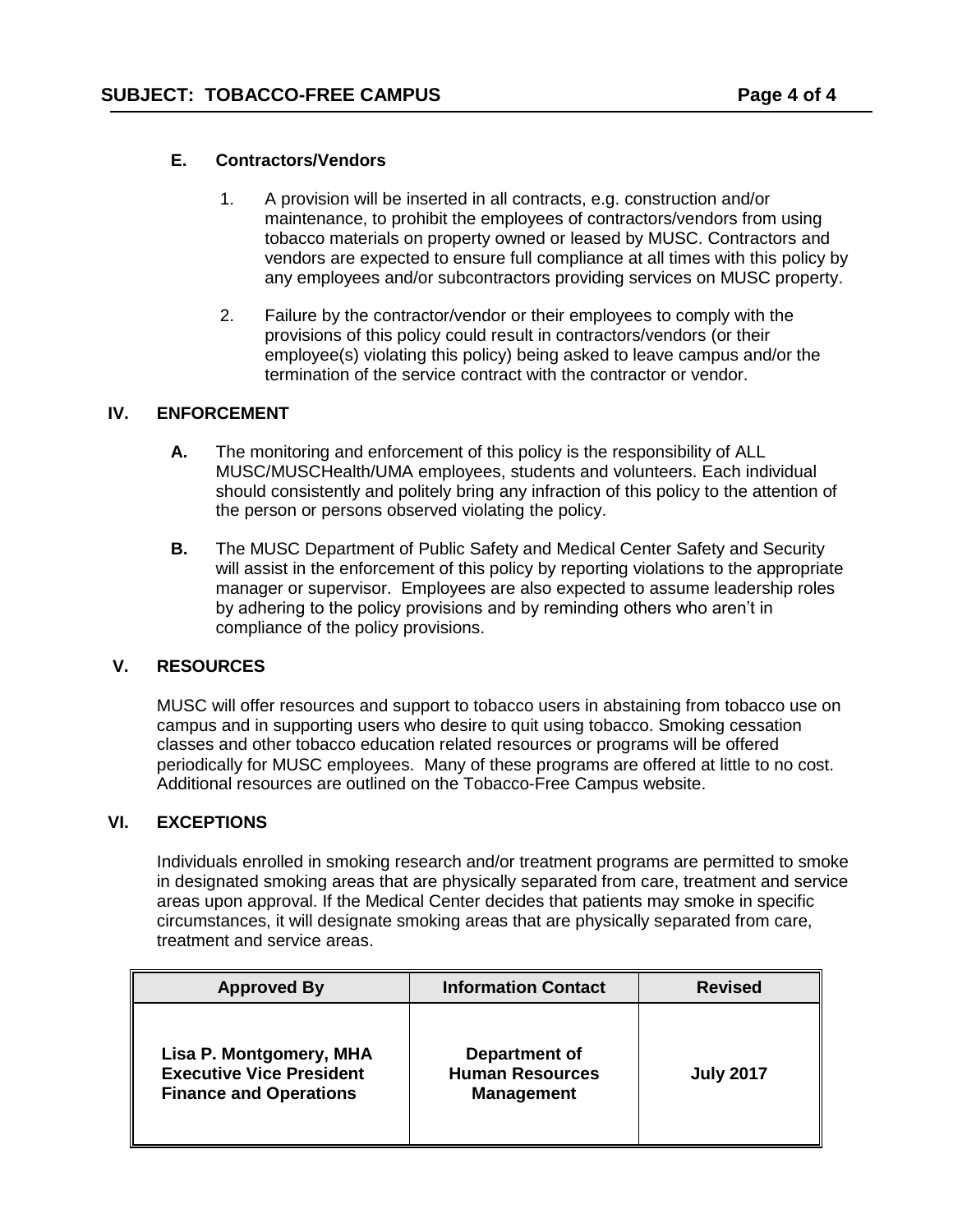### E. Contractors/Vendors

1. A provision will be inserted in all contracts, e.g. construction and/or maintenance, to prohibit the employees of contractors/vendors from using tobacco materials on property owned or leased by MUSC. Contractors and vendors are expected to ensure full compliance at all times with this policy by any employees and/or subcontractors providing services on MUSC property.

2. Failure by the contractor/vendor or their employees to comply with the provisions of this policy could result in contractors/vendors (or their employee(s) violating this policy) being asked to leave campus and/or the termination of the service contract with the contractor or vendor.

## IV. ENFORCEMENT

**A.** The monitoring and enforcement of this policy is the responsibility of ALL MUSC/MUSCHealth/UMA employees, students and volunteers. Each individual should consistently and politely bring any infraction of this policy to the attention of the person or persons observed violating the policy.

**B.** The MUSC Department of Public Safety and Medical Center Safety and Security will assist in the enforcement of this policy by reporting violations to the appropriate manager or supervisor. Employees are also expected to assume leadership roles by adhering to the policy provisions and by reminding others who aren't in compliance of the policy provisions.

## V. RESOURCES

MUSC will offer resources and support to tobacco users in abstaining from tobacco use on campus and in supporting users who desire to quit using tobacco. Smoking cessation classes and other tobacco education related resources or programs will be offered periodically for MUSC employees. Many of these programs are offered at little to no cost. Additional resources are outlined on the Tobacco-Free Campus website.

## VI. EXCEPTIONS

Individuals enrolled in smoking research and/or treatment programs are permitted to smoke in designated smoking areas that are physically separated from care, treatment and service areas upon approval. If the Medical Center decides that patients may smoke in specific circumstances, it will designate smoking areas that are physically separated from care, treatment and service areas.

| Approved By | Information Contact | Revised |
|---|---|---|
| **Lisa P. Montgomery, MHA<br>Executive Vice President<br>Finance and Operations** | **Department of<br>Human Resources<br>Management** | **July 2017** |